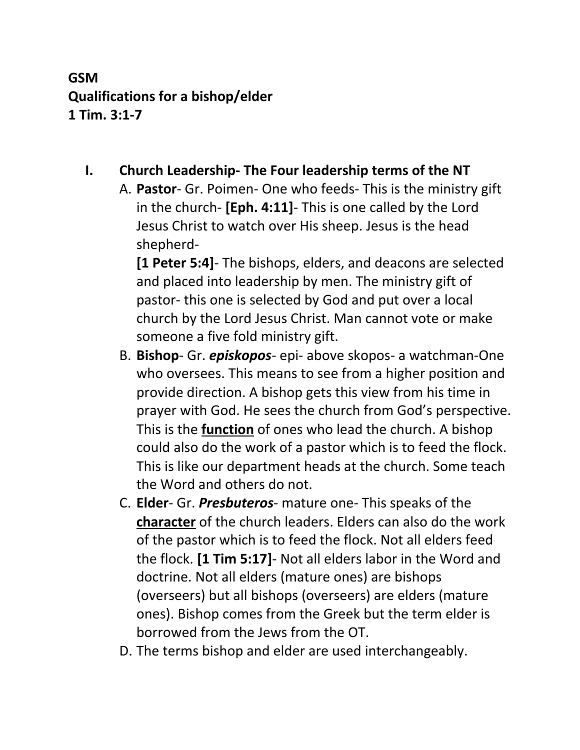**GSM**
**Qualifications for a bishop/elder**
**1 Tim. 3:1-7**

## I. Church Leadership- The Four leadership terms of the NT

A. **Pastor**- Gr. Poimen- One who feeds- This is the ministry gift in the church- **[Eph. 4:11]**- This is one called by the Lord Jesus Christ to watch over His sheep. Jesus is the head shepherd-
**[1 Peter 5:4]**- The bishops, elders, and deacons are selected and placed into leadership by men. The ministry gift of pastor- this one is selected by God and put over a local church by the Lord Jesus Christ. Man cannot vote or make someone a five fold ministry gift.

B. **Bishop**- Gr. ***episkopos***- epi- above skopos- a watchman-One who oversees. This means to see from a higher position and provide direction. A bishop gets this view from his time in prayer with God. He sees the church from God's perspective. This is the **<u>function</u>** of ones who lead the church. A bishop could also do the work of a pastor which is to feed the flock. This is like our department heads at the church. Some teach the Word and others do not.

C. **Elder**- Gr. ***Presbuteros***- mature one- This speaks of the **<u>character</u>** of the church leaders. Elders can also do the work of the pastor which is to feed the flock. Not all elders feed the flock. **[1 Tim 5:17]**- Not all elders labor in the Word and doctrine. Not all elders (mature ones) are bishops (overseers) but all bishops (overseers) are elders (mature ones). Bishop comes from the Greek but the term elder is borrowed from the Jews from the OT.

D. The terms bishop and elder are used interchangeably.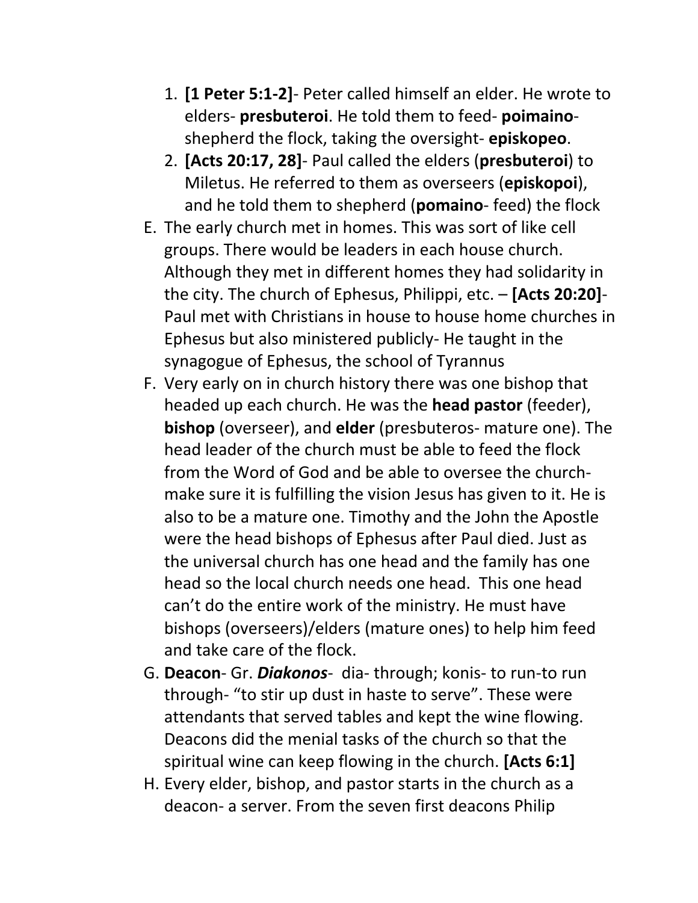1. **[1 Peter 5:1-2]**- Peter called himself an elder. He wrote to elders- **presbuteroi**. He told them to feed- **poimaino**- shepherd the flock, taking the oversight- **episkopeo**.
2. **[Acts 20:17, 28]**- Paul called the elders (**presbuteroi**) to Miletus. He referred to them as overseers (**episkopoi**), and he told them to shepherd (**pomaino**- feed) the flock

E. The early church met in homes. This was sort of like cell groups. There would be leaders in each house church. Although they met in different homes they had solidarity in the city. The church of Ephesus, Philippi, etc. – **[Acts 20:20]**- Paul met with Christians in house to house home churches in Ephesus but also ministered publicly- He taught in the synagogue of Ephesus, the school of Tyrannus

F. Very early on in church history there was one bishop that headed up each church. He was the **head pastor** (feeder), **bishop** (overseer), and **elder** (presbuteros- mature one). The head leader of the church must be able to feed the flock from the Word of God and be able to oversee the church- make sure it is fulfilling the vision Jesus has given to it. He is also to be a mature one. Timothy and the John the Apostle were the head bishops of Ephesus after Paul died. Just as the universal church has one head and the family has one head so the local church needs one head. This one head can't do the entire work of the ministry. He must have bishops (overseers)/elders (mature ones) to help him feed and take care of the flock.

G. **Deacon**- Gr. ***Diakonos***- dia- through; konis- to run-to run through- "to stir up dust in haste to serve". These were attendants that served tables and kept the wine flowing. Deacons did the menial tasks of the church so that the spiritual wine can keep flowing in the church. **[Acts 6:1]**

H. Every elder, bishop, and pastor starts in the church as a deacon- a server. From the seven first deacons Philip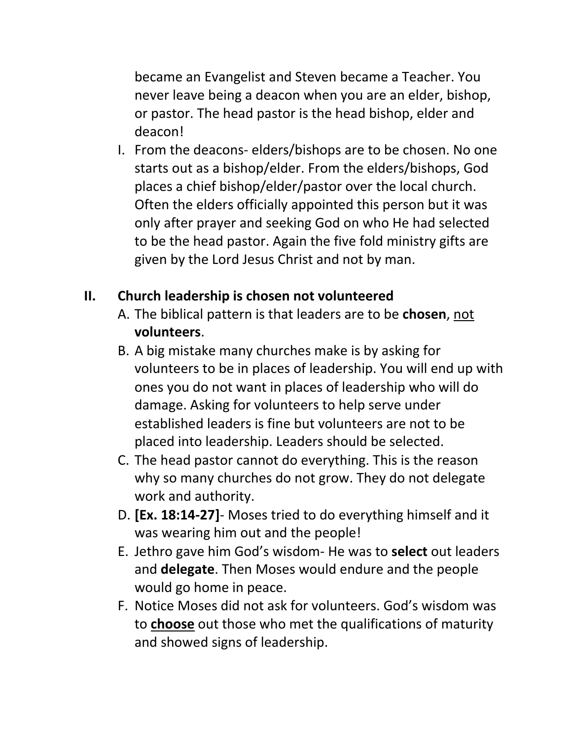became an Evangelist and Steven became a Teacher. You never leave being a deacon when you are an elder, bishop, or pastor. The head pastor is the head bishop, elder and deacon!

I. From the deacons- elders/bishops are to be chosen. No one starts out as a bishop/elder. From the elders/bishops, God places a chief bishop/elder/pastor over the local church. Often the elders officially appointed this person but it was only after prayer and seeking God on who He had selected to be the head pastor. Again the five fold ministry gifts are given by the Lord Jesus Christ and not by man.

## II. Church leadership is chosen not volunteered

A. The biblical pattern is that leaders are to be **chosen**, <u>not</u> **volunteers**.

B. A big mistake many churches make is by asking for volunteers to be in places of leadership. You will end up with ones you do not want in places of leadership who will do damage. Asking for volunteers to help serve under established leaders is fine but volunteers are not to be placed into leadership. Leaders should be selected.

C. The head pastor cannot do everything. This is the reason why so many churches do not grow. They do not delegate work and authority.

D. **[Ex. 18:14-27]**- Moses tried to do everything himself and it was wearing him out and the people!

E. Jethro gave him God's wisdom- He was to **select** out leaders and **delegate**. Then Moses would endure and the people would go home in peace.

F. Notice Moses did not ask for volunteers. God's wisdom was to <u>**choose**</u> out those who met the qualifications of maturity and showed signs of leadership.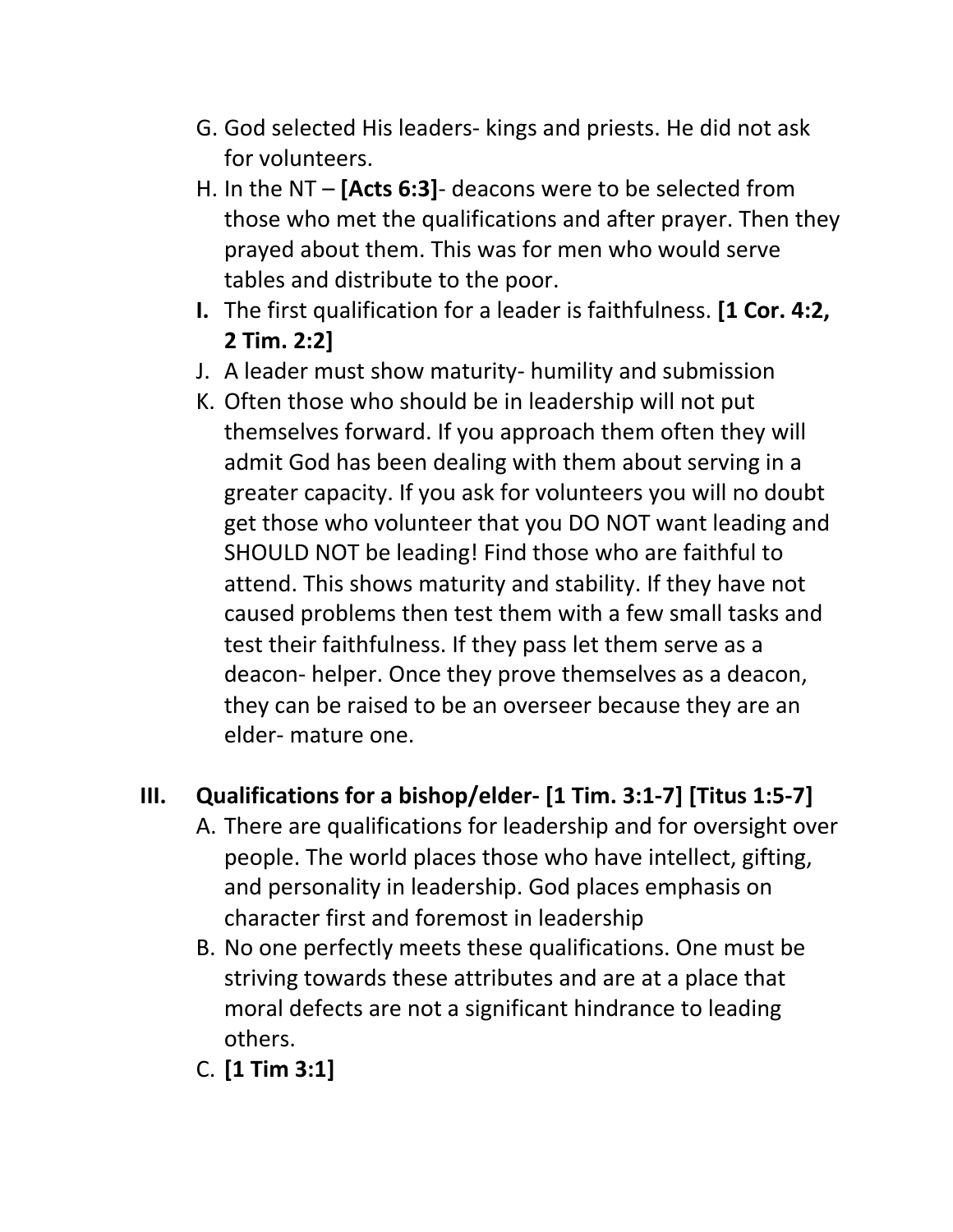G. God selected His leaders- kings and priests. He did not ask for volunteers.

H. In the NT – **[Acts 6:3]**- deacons were to be selected from those who met the qualifications and after prayer. Then they prayed about them. This was for men who would serve tables and distribute to the poor.

**I.** The first qualification for a leader is faithfulness. **[1 Cor. 4:2, 2 Tim. 2:2]**

J. A leader must show maturity- humility and submission

K. Often those who should be in leadership will not put themselves forward. If you approach them often they will admit God has been dealing with them about serving in a greater capacity. If you ask for volunteers you will no doubt get those who volunteer that you DO NOT want leading and SHOULD NOT be leading! Find those who are faithful to attend. This shows maturity and stability. If they have not caused problems then test them with a few small tasks and test their faithfulness. If they pass let them serve as a deacon- helper. Once they prove themselves as a deacon, they can be raised to be an overseer because they are an elder- mature one.

## III. Qualifications for a bishop/elder- [1 Tim. 3:1-7] [Titus 1:5-7]

A. There are qualifications for leadership and for oversight over people. The world places those who have intellect, gifting, and personality in leadership. God places emphasis on character first and foremost in leadership

B. No one perfectly meets these qualifications. One must be striving towards these attributes and are at a place that moral defects are not a significant hindrance to leading others.

C. **[1 Tim 3:1]**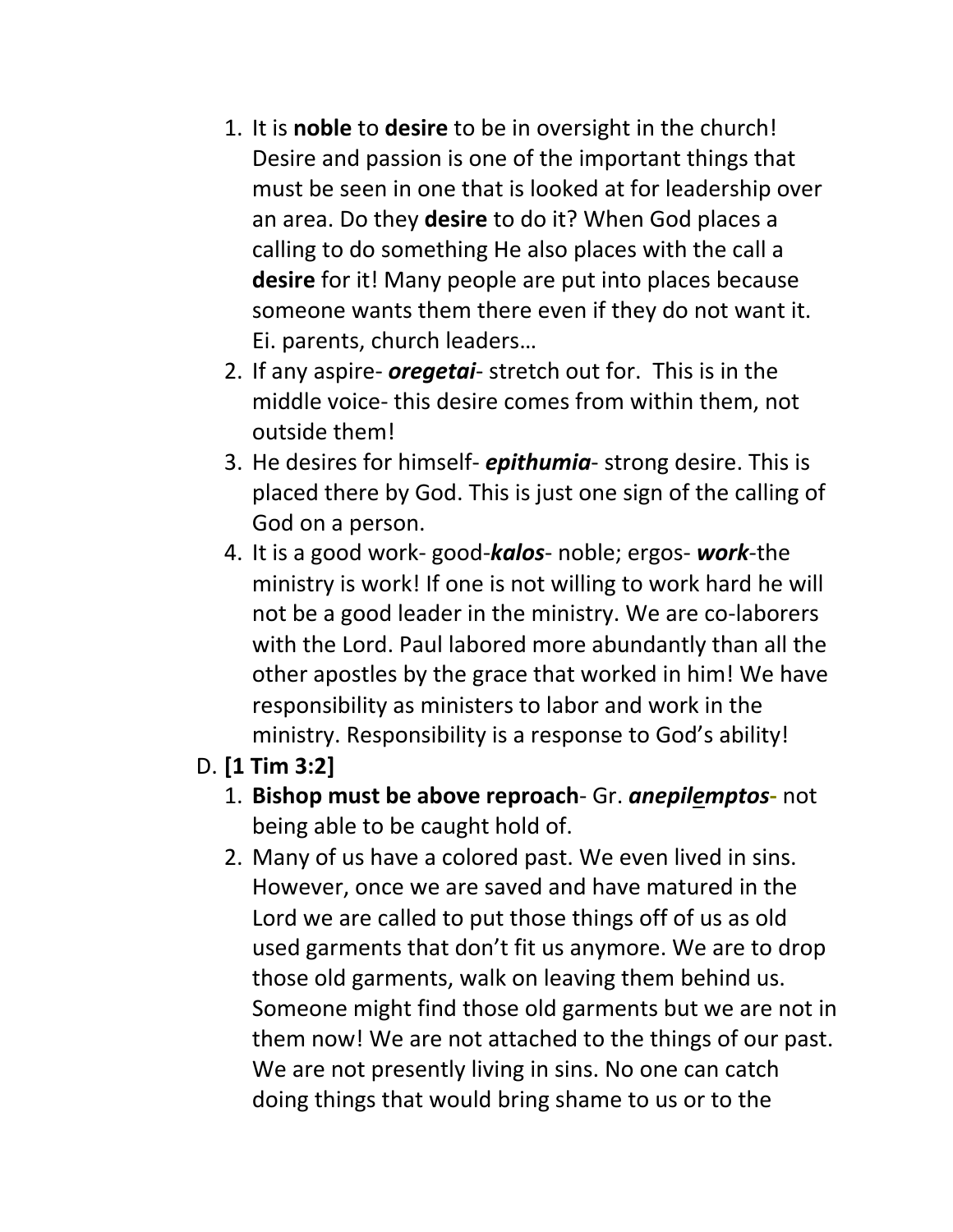1. It is **noble** to **desire** to be in oversight in the church! Desire and passion is one of the important things that must be seen in one that is looked at for leadership over an area. Do they **desire** to do it? When God places a calling to do something He also places with the call a **desire** for it! Many people are put into places because someone wants them there even if they do not want it. Ei. parents, church leaders…
2. If any aspire- ***oregetai***- stretch out for. This is in the middle voice- this desire comes from within them, not outside them!
3. He desires for himself- ***epithumia***- strong desire. This is placed there by God. This is just one sign of the calling of God on a person.
4. It is a good work- good-***kalos***- noble; ergos- ***work***-the ministry is work! If one is not willing to work hard he will not be a good leader in the ministry. We are co-laborers with the Lord. Paul labored more abundantly than all the other apostles by the grace that worked in him! We have responsibility as ministers to labor and work in the ministry. Responsibility is a response to God's ability!

D. **[1 Tim 3:2]**

1. **Bishop must be above reproach**- Gr. ***anepilemptos***- not being able to be caught hold of.
2. Many of us have a colored past. We even lived in sins. However, once we are saved and have matured in the Lord we are called to put those things off of us as old used garments that don't fit us anymore. We are to drop those old garments, walk on leaving them behind us. Someone might find those old garments but we are not in them now! We are not attached to the things of our past. We are not presently living in sins. No one can catch doing things that would bring shame to us or to the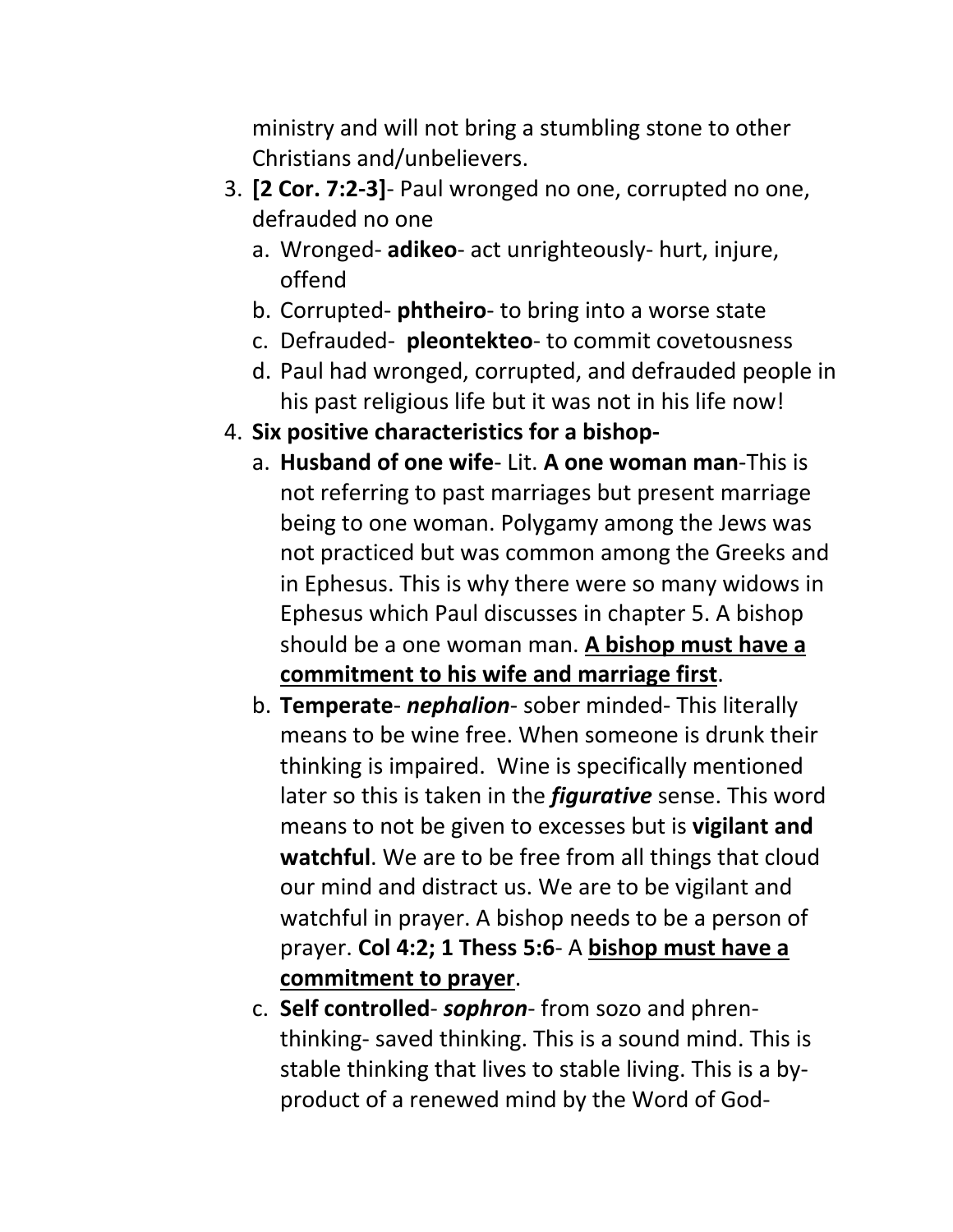ministry and will not bring a stumbling stone to other Christians and/unbelievers.

3. **[2 Cor. 7:2-3]**- Paul wronged no one, corrupted no one, defrauded no one
   a. Wronged- **adikeo**- act unrighteously- hurt, injure, offend
   b. Corrupted- **phtheiro**- to bring into a worse state
   c. Defrauded- **pleontekteo**- to commit covetousness
   d. Paul had wronged, corrupted, and defrauded people in his past religious life but it was not in his life now!
4. **Six positive characteristics for a bishop-**
   a. **Husband of one wife**- Lit. **A one woman man**-This is not referring to past marriages but present marriage being to one woman. Polygamy among the Jews was not practiced but was common among the Greeks and in Ephesus. This is why there were so many widows in Ephesus which Paul discusses in chapter 5. A bishop should be a one woman man. **<u>A bishop must have a commitment to his wife and marriage first</u>**.
   b. **Temperate**- ***nephalion***- sober minded- This literally means to be wine free. When someone is drunk their thinking is impaired. Wine is specifically mentioned later so this is taken in the ***figurative*** sense. This word means to not be given to excesses but is **vigilant and watchful**. We are to be free from all things that cloud our mind and distract us. We are to be vigilant and watchful in prayer. A bishop needs to be a person of prayer. **Col 4:2; 1 Thess 5:6**- A **<u>bishop must have a commitment to prayer</u>**.
   c. **Self controlled**- ***sophron***- from sozo and phren- thinking- saved thinking. This is a sound mind. This is stable thinking that lives to stable living. This is a by-product of a renewed mind by the Word of God-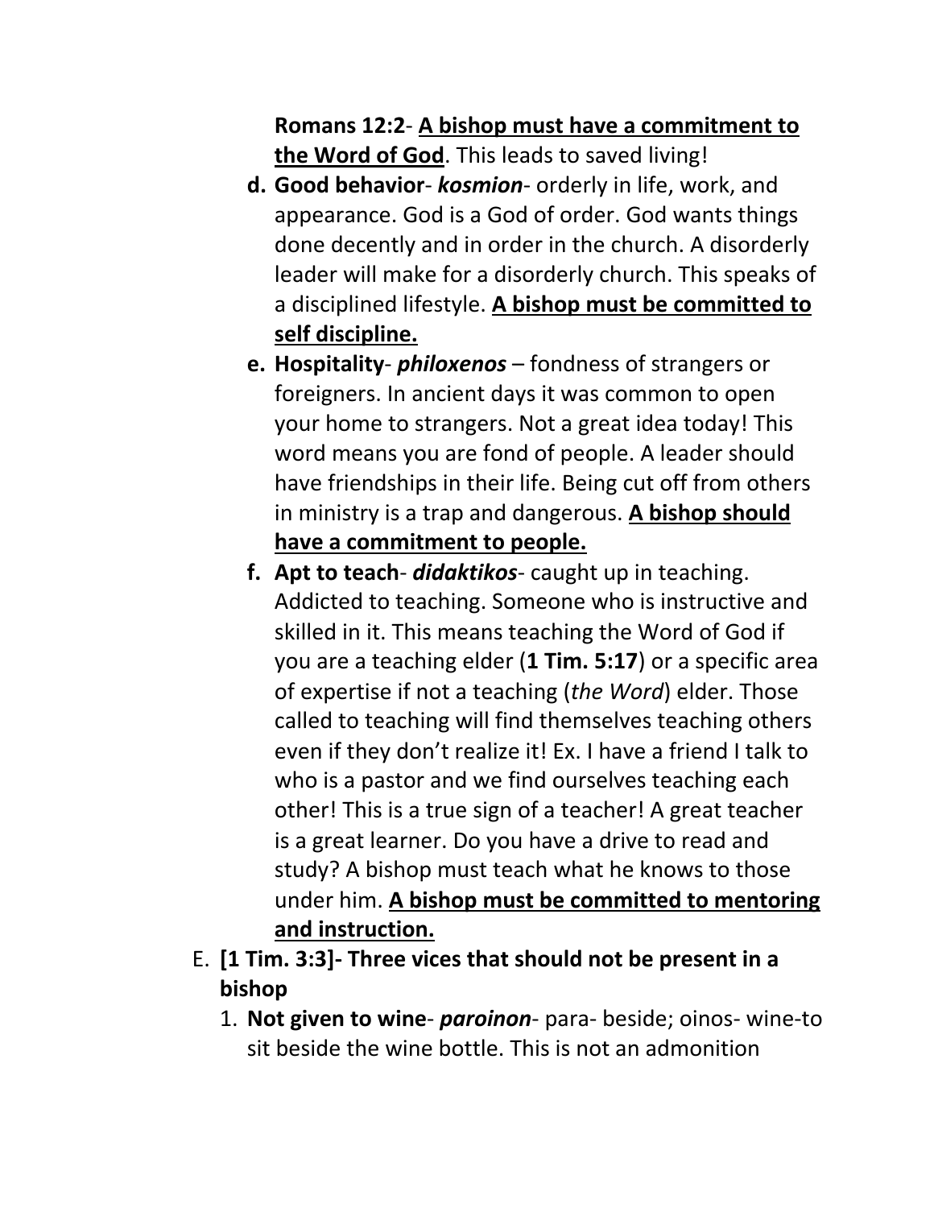**Romans 12:2**- **A bishop must have a commitment to the Word of God**. This leads to saved living!

   d. **Good behavior**- ***kosmion***- orderly in life, work, and appearance. God is a God of order. God wants things done decently and in order in the church. A disorderly leader will make for a disorderly church. This speaks of a disciplined lifestyle. **A bishop must be committed to self discipline.**
   e. **Hospitality**- ***philoxenos*** – fondness of strangers or foreigners. In ancient days it was common to open your home to strangers. Not a great idea today! This word means you are fond of people. A leader should have friendships in their life. Being cut off from others in ministry is a trap and dangerous. **A bishop should have a commitment to people.**
   f. **Apt to teach**- ***didaktikos***- caught up in teaching. Addicted to teaching. Someone who is instructive and skilled in it. This means teaching the Word of God if you are a teaching elder (**1 Tim. 5:17**) or a specific area of expertise if not a teaching (*the Word*) elder. Those called to teaching will find themselves teaching others even if they don't realize it! Ex. I have a friend I talk to who is a pastor and we find ourselves teaching each other! This is a true sign of a teacher! A great teacher is a great learner. Do you have a drive to read and study? A bishop must teach what he knows to those under him. **A bishop must be committed to mentoring and instruction.**

E. **[1 Tim. 3:3]- Three vices that should not be present in a bishop**

   1. **Not given to wine**- ***paroinon***- para- beside; oinos- wine-to sit beside the wine bottle. This is not an admonition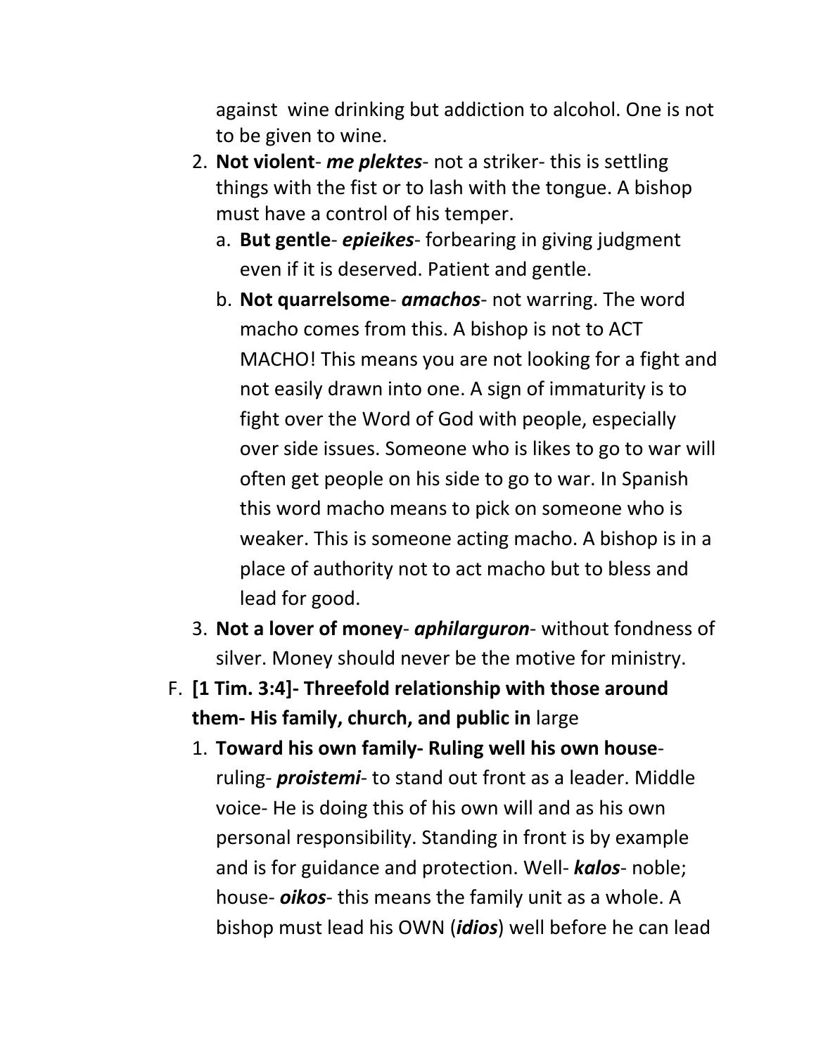against wine drinking but addiction to alcohol. One is not to be given to wine.

2. **Not violent**- ***me plektes***- not a striker- this is settling things with the fist or to lash with the tongue. A bishop must have a control of his temper.
   a. **But gentle**- ***epieikes***- forbearing in giving judgment even if it is deserved. Patient and gentle.
   b. **Not quarrelsome**- ***amachos***- not warring. The word macho comes from this. A bishop is not to ACT MACHO! This means you are not looking for a fight and not easily drawn into one. A sign of immaturity is to fight over the Word of God with people, especially over side issues. Someone who is likes to go to war will often get people on his side to go to war. In Spanish this word macho means to pick on someone who is weaker. This is someone acting macho. A bishop is in a place of authority not to act macho but to bless and lead for good.
3. **Not a lover of money**- ***aphilarguron***- without fondness of silver. Money should never be the motive for ministry.

F. **[1 Tim. 3:4]- Threefold relationship with those around them- His family, church, and public in** large

1. **Toward his own family- Ruling well his own house**- ruling- ***proistemi***- to stand out front as a leader. Middle voice- He is doing this of his own will and as his own personal responsibility. Standing in front is by example and is for guidance and protection. Well- ***kalos***- noble; house- ***oikos***- this means the family unit as a whole. A bishop must lead his OWN (***idios***) well before he can lead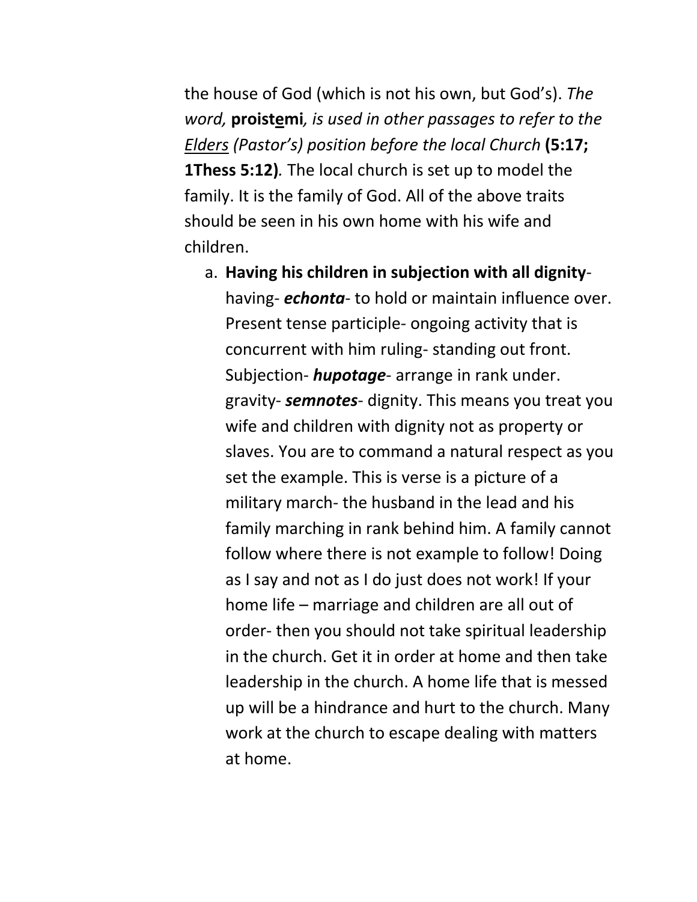the house of God (which is not his own, but God's). *The word,* **proist<u>e</u>mi***, is used in other passages to refer to the <u>Elders</u> (Pastor's) position before the local Church* **(5:17; 1Thess 5:12)***.* The local church is set up to model the family. It is the family of God. All of the above traits should be seen in his own home with his wife and children.

a. **Having his children in subjection with all dignity**- having- ***echonta***- to hold or maintain influence over. Present tense participle- ongoing activity that is concurrent with him ruling- standing out front. Subjection- ***hupotage***- arrange in rank under. gravity- ***semnotes***- dignity. This means you treat you wife and children with dignity not as property or slaves. You are to command a natural respect as you set the example. This is verse is a picture of a military march- the husband in the lead and his family marching in rank behind him. A family cannot follow where there is not example to follow! Doing as I say and not as I do just does not work! If your home life – marriage and children are all out of order- then you should not take spiritual leadership in the church. Get it in order at home and then take leadership in the church. A home life that is messed up will be a hindrance and hurt to the church. Many work at the church to escape dealing with matters at home.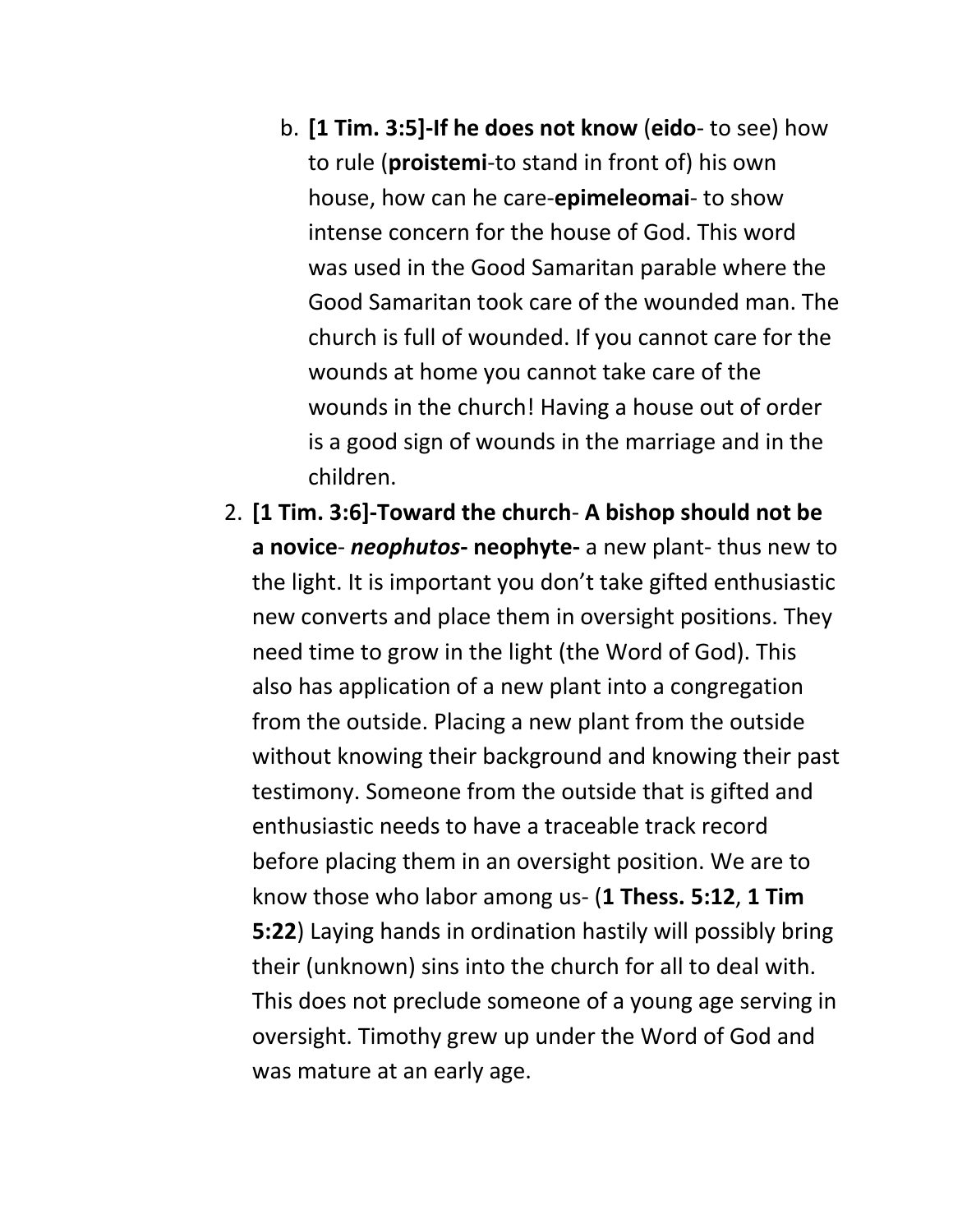b. **[1 Tim. 3:5]-If he does not know** (**eido**- to see) how to rule (**proistemi**-to stand in front of) his own house, how can he care-**epimeleomai**- to show intense concern for the house of God. This word was used in the Good Samaritan parable where the Good Samaritan took care of the wounded man. The church is full of wounded. If you cannot care for the wounds at home you cannot take care of the wounds in the church! Having a house out of order is a good sign of wounds in the marriage and in the children.

2. **[1 Tim. 3:6]-Toward the church**- **A bishop should not be a novice**- ***neophutos*- neophyte-** a new plant- thus new to the light. It is important you don't take gifted enthusiastic new converts and place them in oversight positions. They need time to grow in the light (the Word of God). This also has application of a new plant into a congregation from the outside. Placing a new plant from the outside without knowing their background and knowing their past testimony. Someone from the outside that is gifted and enthusiastic needs to have a traceable track record before placing them in an oversight position. We are to know those who labor among us- (**1 Thess. 5:12**, **1 Tim 5:22**) Laying hands in ordination hastily will possibly bring their (unknown) sins into the church for all to deal with. This does not preclude someone of a young age serving in oversight. Timothy grew up under the Word of God and was mature at an early age.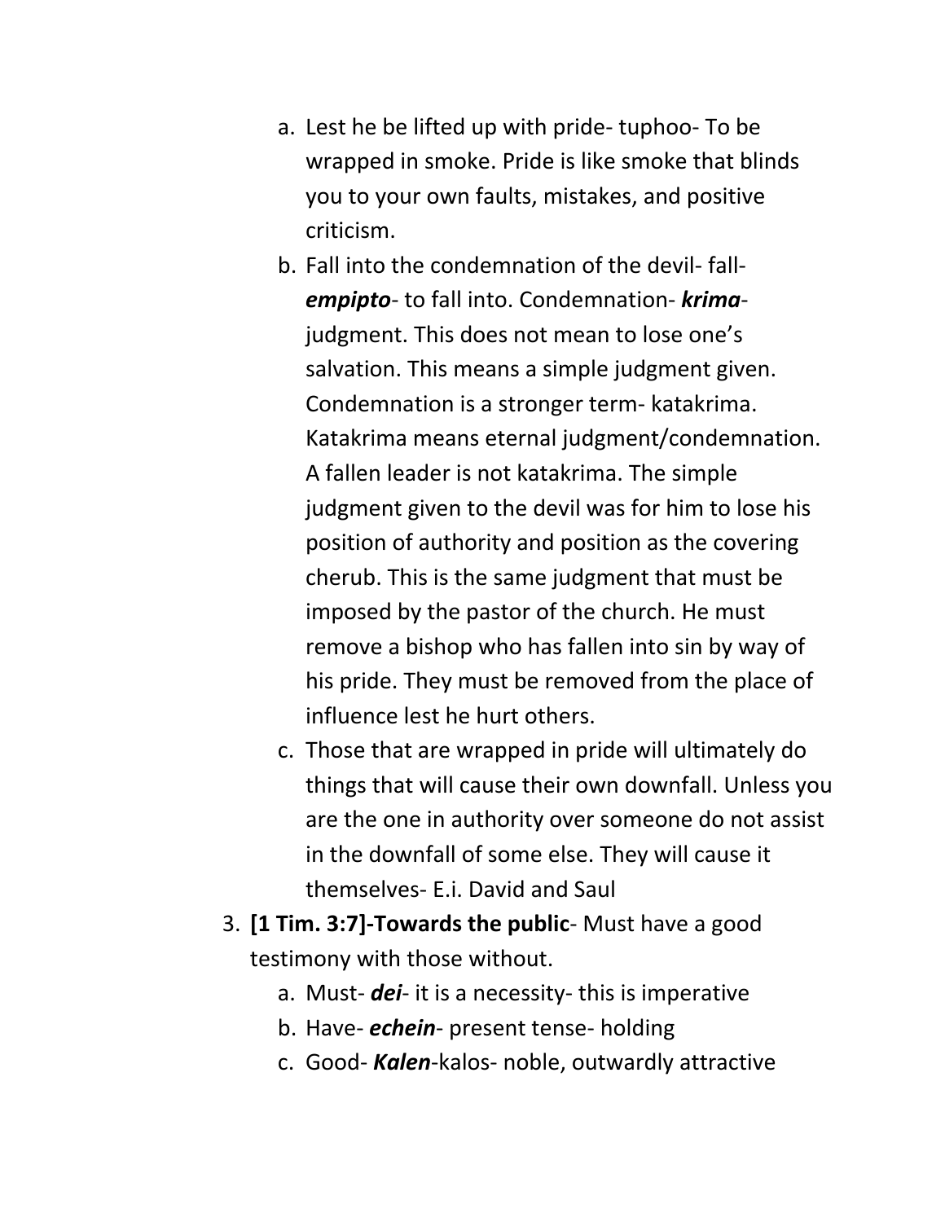a. Lest he be lifted up with pride- tuphoo- To be wrapped in smoke. Pride is like smoke that blinds you to your own faults, mistakes, and positive criticism.
   b. Fall into the condemnation of the devil- fall- ***empipto***- to fall into. Condemnation- ***krima***- judgment. This does not mean to lose one's salvation. This means a simple judgment given. Condemnation is a stronger term- katakrima. Katakrima means eternal judgment/condemnation. A fallen leader is not katakrima. The simple judgment given to the devil was for him to lose his position of authority and position as the covering cherub. This is the same judgment that must be imposed by the pastor of the church. He must remove a bishop who has fallen into sin by way of his pride. They must be removed from the place of influence lest he hurt others.
   c. Those that are wrapped in pride will ultimately do things that will cause their own downfall. Unless you are the one in authority over someone do not assist in the downfall of some else. They will cause it themselves- E.i. David and Saul

3. **[1 Tim. 3:7]-Towards the public**- Must have a good testimony with those without.
   a. Must- ***dei***- it is a necessity- this is imperative
   b. Have- ***echein***- present tense- holding
   c. Good- ***Kalen***-kalos- noble, outwardly attractive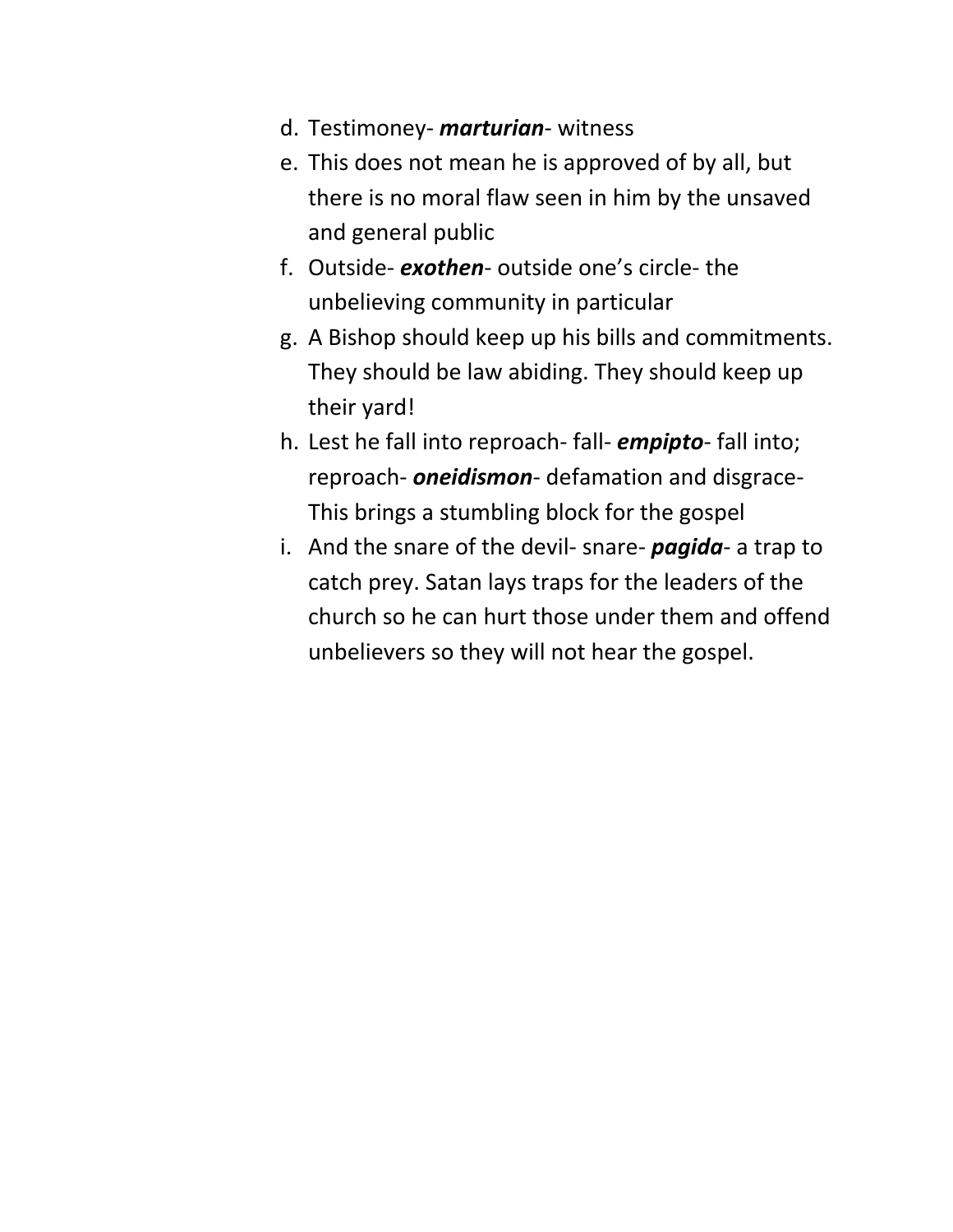d. Testimoney- ***marturian***- witness
e. This does not mean he is approved of by all, but there is no moral flaw seen in him by the unsaved and general public
f. Outside- ***exothen***- outside one's circle- the unbelieving community in particular
g. A Bishop should keep up his bills and commitments. They should be law abiding. They should keep up their yard!
h. Lest he fall into reproach- fall- ***empipto***- fall into; reproach- ***oneidismon***- defamation and disgrace- This brings a stumbling block for the gospel
i. And the snare of the devil- snare- ***pagida***- a trap to catch prey. Satan lays traps for the leaders of the church so he can hurt those under them and offend unbelievers so they will not hear the gospel.